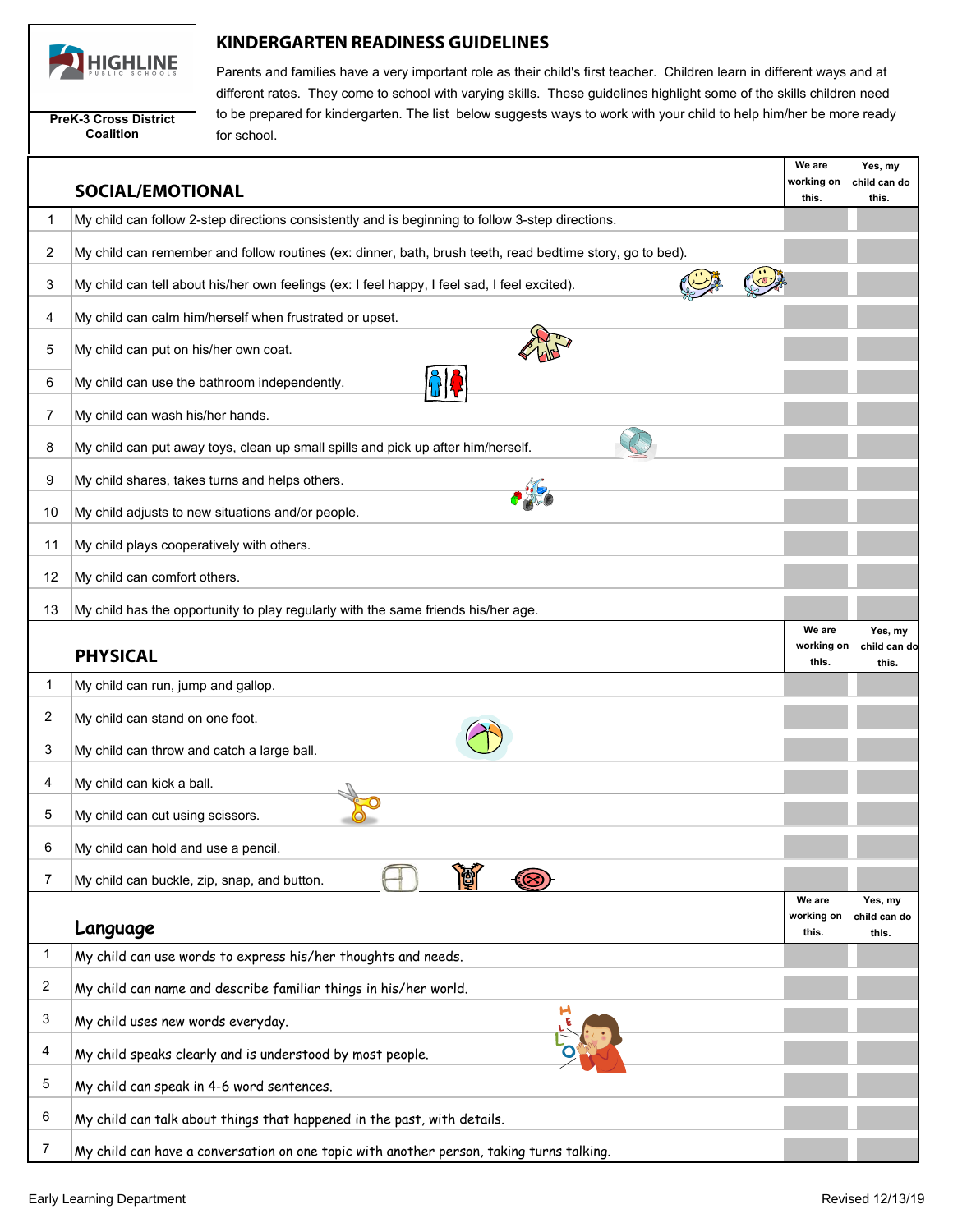HIGHLINE PUBLIC SCHOOLS

PreK-3 Cross District Coalition

# KINDERGARTEN READINESS GUIDELINES

Parents and families have a very important role as their child's first teacher. Children learn in different ways and at different rates. They come to school with varying skills. These guidelines highlight some of the skills children need to be prepared for kindergarten. The list below suggests ways to work with your child to help him/her be more ready for school.

| | SOCIAL/EMOTIONAL | We are working on this. | Yes, my child can do this. |
|---|---|---|---|
| 1 | My child can follow 2-step directions consistently and is beginning to follow 3-step directions. | | |
| 2 | My child can remember and follow routines (ex: dinner, bath, brush teeth, read bedtime story, go to bed). | | |
| 3 | My child can tell about his/her own feelings (ex: I feel happy, I feel sad, I feel excited). | | |
| 4 | My child can calm him/herself when frustrated or upset. | | |
| 5 | My child can put on his/her own coat. | | |
| 6 | My child can use the bathroom independently. | | |
| 7 | My child can wash his/her hands. | | |
| 8 | My child can put away toys, clean up small spills and pick up after him/herself. | | |
| 9 | My child shares, takes turns and helps others. | | |
| 10 | My child adjusts to new situations and/or people. | | |
| 11 | My child plays cooperatively with others. | | |
| 12 | My child can comfort others. | | |
| 13 | My child has the opportunity to play regularly with the same friends his/her age. | | |

| | PHYSICAL | We are working on this. | Yes, my child can do this. |
|---|---|---|---|
| 1 | My child can run, jump and gallop. | | |
| 2 | My child can stand on one foot. | | |
| 3 | My child can throw and catch a large ball. | | |
| 4 | My child can kick a ball. | | |
| 5 | My child can cut using scissors. | | |
| 6 | My child can hold and use a pencil. | | |
| 7 | My child can buckle, zip, snap, and button. | | |

| | Language | We are working on this. | Yes, my child can do this. |
|---|---|---|---|
| 1 | My child can use words to express his/her thoughts and needs. | | |
| 2 | My child can name and describe familiar things in his/her world. | | |
| 3 | My child uses new words everyday. | | |
| 4 | My child speaks clearly and is understood by most people. | | |
| 5 | My child can speak in 4-6 word sentences. | | |
| 6 | My child can talk about things that happened in the past, with details. | | |
| 7 | My child can have a conversation on one topic with another person, taking turns talking. | | |

Early Learning Department

Revised 12/13/19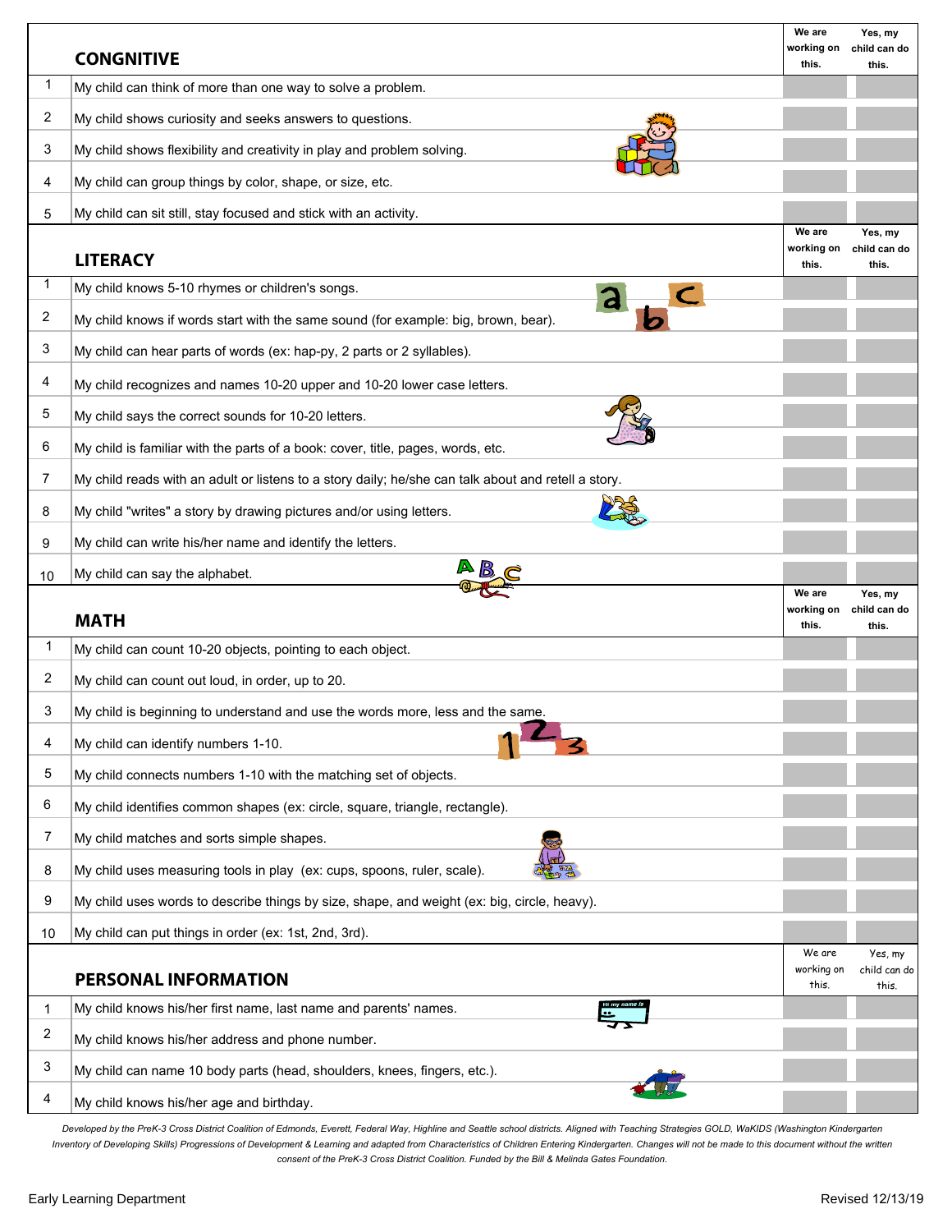| | CONGNITIVE | We are working on this. | Yes, my child can do this. |
|---|---|---|---|
| 1 | My child can think of more than one way to solve a problem. | | |
| 2 | My child shows curiosity and seeks answers to questions. | | |
| 3 | My child shows flexibility and creativity in play and problem solving. | | |
| 4 | My child can group things by color, shape, or size, etc. | | |
| 5 | My child can sit still, stay focused and stick with an activity. | | |

| | LITERACY | We are working on this. | Yes, my child can do this. |
|---|---|---|---|
| 1 | My child knows 5-10 rhymes or children's songs. | | |
| 2 | My child knows if words start with the same sound (for example: big, brown, bear). | | |
| 3 | My child can hear parts of words (ex: hap-py, 2 parts or 2 syllables). | | |
| 4 | My child recognizes and names 10-20 upper and 10-20 lower case letters. | | |
| 5 | My child says the correct sounds for 10-20 letters. | | |
| 6 | My child is familiar with the parts of a book: cover, title, pages, words, etc. | | |
| 7 | My child reads with an adult or listens to a story daily; he/she can talk about and retell a story. | | |
| 8 | My child "writes" a story by drawing pictures and/or using letters. | | |
| 9 | My child can write his/her name and identify the letters. | | |
| 10 | My child can say the alphabet. | | |

| | MATH | We are working on this. | Yes, my child can do this. |
|---|---|---|---|
| 1 | My child can count 10-20 objects, pointing to each object. | | |
| 2 | My child can count out loud, in order, up to 20. | | |
| 3 | My child is beginning to understand and use the words more, less and the same. | | |
| 4 | My child can identify numbers 1-10. | | |
| 5 | My child connects numbers 1-10 with the matching set of objects. | | |
| 6 | My child identifies common shapes (ex: circle, square, triangle, rectangle). | | |
| 7 | My child matches and sorts simple shapes. | | |
| 8 | My child uses measuring tools in play (ex: cups, spoons, ruler, scale). | | |
| 9 | My child uses words to describe things by size, shape, and weight (ex: big, circle, heavy). | | |
| 10 | My child can put things in order (ex: 1st, 2nd, 3rd). | | |

| | PERSONAL INFORMATION | We are working on this. | Yes, my child can do this. |
|---|---|---|---|
| 1 | My child knows his/her first name, last name and parents' names. | | |
| 2 | My child knows his/her address and phone number. | | |
| 3 | My child can name 10 body parts (head, shoulders, knees, fingers, etc.). | | |
| 4 | My child knows his/her age and birthday. | | |

*Developed by the PreK-3 Cross District Coalition of Edmonds, Everett, Federal Way, Highline and Seattle school districts. Aligned with Teaching Strategies GOLD, WaKIDS (Washington Kindergarten Inventory of Developing Skills) Progressions of Development & Learning and adapted from Characteristics of Children Entering Kindergarten. Changes will not be made to this document without the written consent of the PreK-3 Cross District Coalition. Funded by the Bill & Melinda Gates Foundation.*

Early Learning Department

Revised 12/13/19